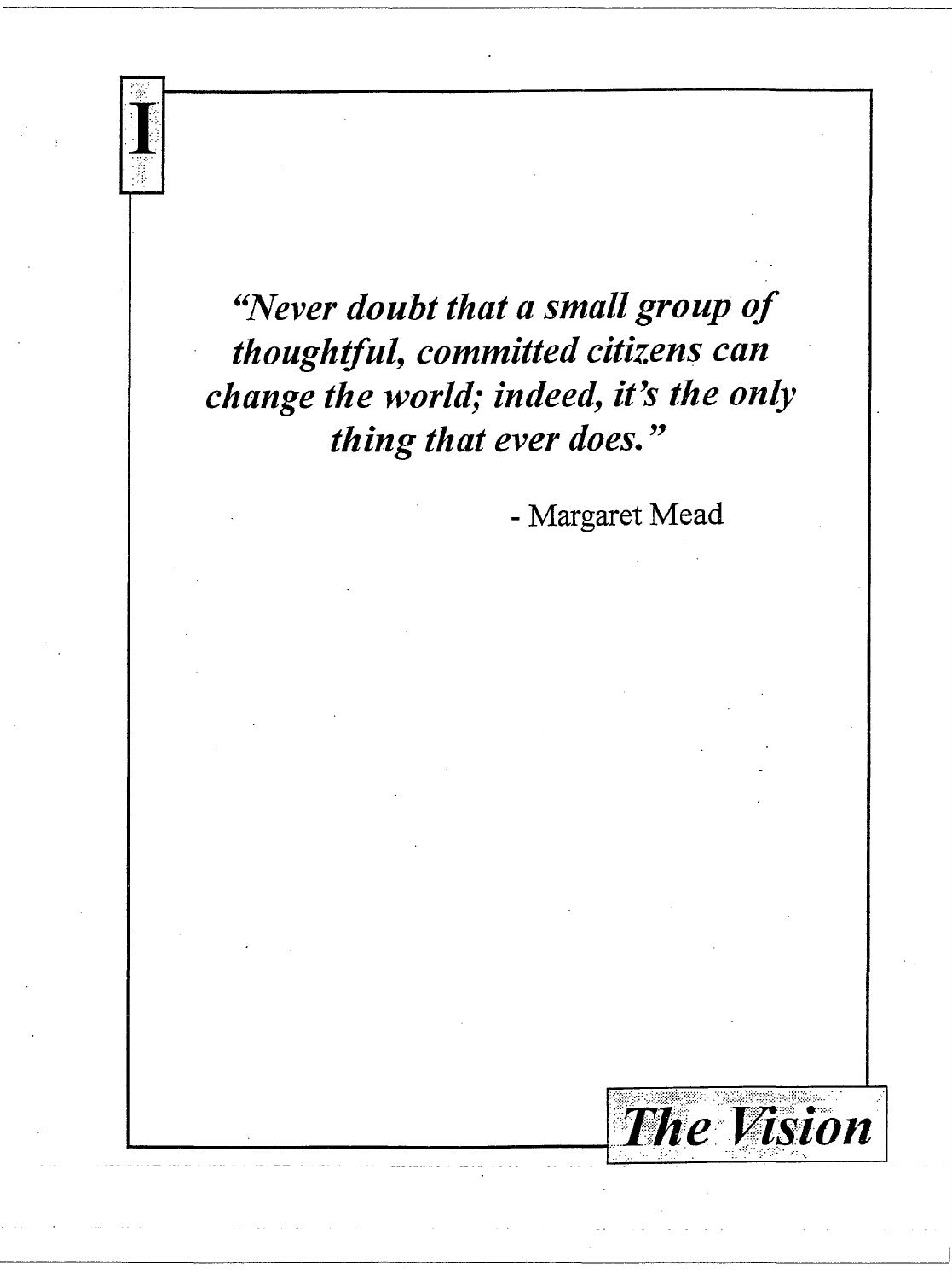# I

# The Vision

***"Never doubt that a small group of thoughtful, committed citizens can change the world; indeed, it's the only thing that ever does."***

- Margaret Mead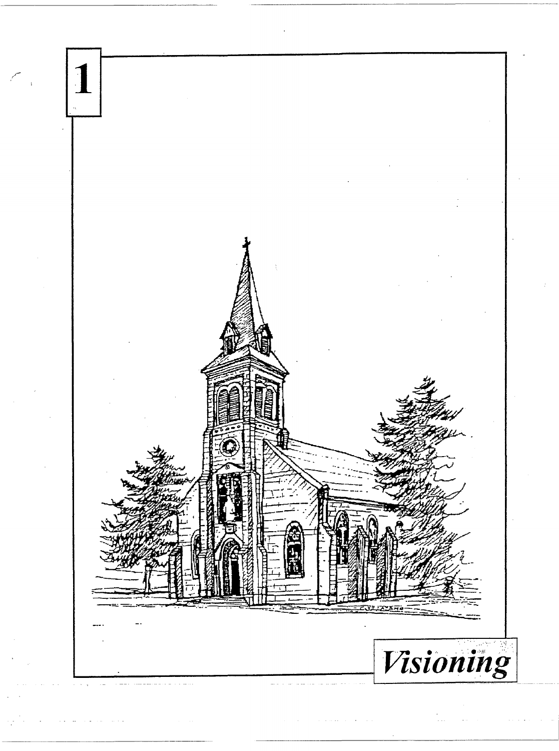# 1

# *Visioning*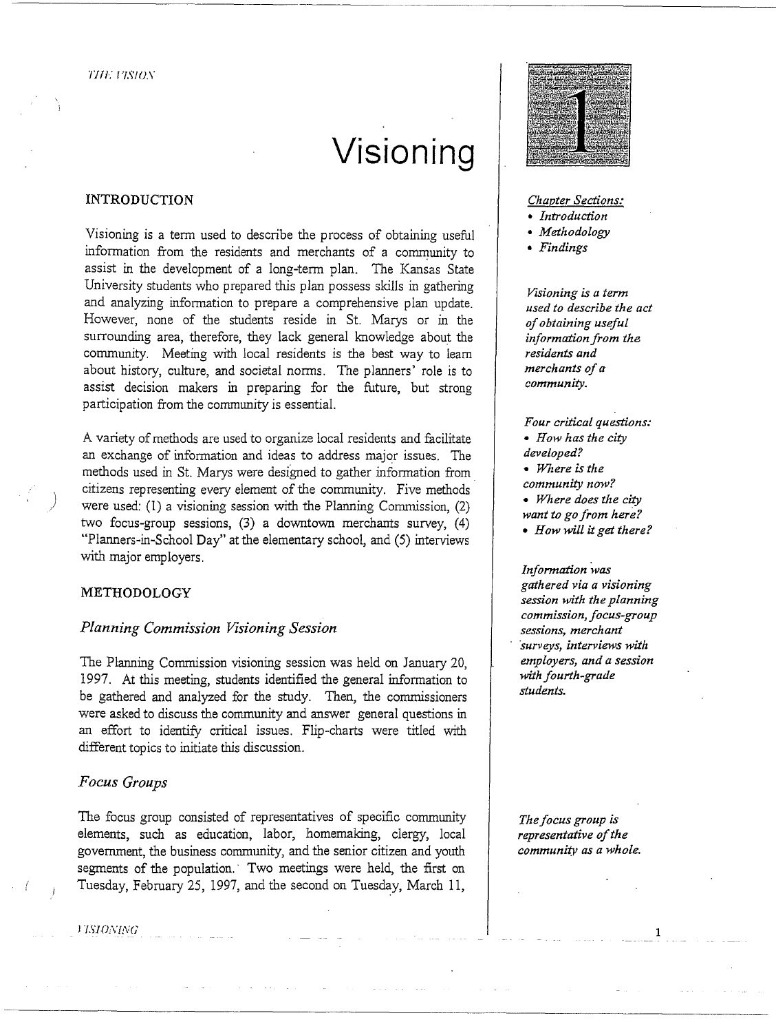# Visioning

## INTRODUCTION

Visioning is a term used to describe the process of obtaining useful information from the residents and merchants of a community to assist in the development of a long-term plan. The Kansas State University students who prepared this plan possess skills in gathering and analyzing information to prepare a comprehensive plan update. However, none of the students reside in St. Marys or in the surrounding area, therefore, they lack general knowledge about the community. Meeting with local residents is the best way to learn about history, culture, and societal norms. The planners' role is to assist decision makers in preparing for the future, but strong participation from the community is essential.

A variety of methods are used to organize local residents and facilitate an exchange of information and ideas to address major issues. The methods used in St. Marys were designed to gather information from citizens representing every element of the community. Five methods were used: (1) a visioning session with the Planning Commission, (2) two focus-group sessions, (3) a downtown merchants survey, (4) "Planners-in-School Day" at the elementary school, and (5) interviews with major employers.

## METHODOLOGY

### *Planning Commission Visioning Session*

The Planning Commission visioning session was held on January 20, 1997. At this meeting, students identified the general information to be gathered and analyzed for the study. Then, the commissioners were asked to discuss the community and answer general questions in an effort to identify critical issues. Flip-charts were titled with different topics to initiate this discussion.

### *Focus Groups*

The focus group consisted of representatives of specific community elements, such as education, labor, homemaking, clergy, local government, the business community, and the senior citizen and youth segments of the population. Two meetings were held, the first on Tuesday, February 25, 1997, and the second on Tuesday, March 11,

*Chapter Sections:*
- *Introduction*
- *Methodology*
- *Findings*

*Visioning is a term used to describe the act of obtaining useful information from the residents and merchants of a community.*

*Four critical questions:*
- *How has the city developed?*
- *Where is the community now?*
- *Where does the city want to go from here?*
- *How will it get there?*

*Information was gathered via a visioning session with the planning commission, focus-group sessions, merchant surveys, interviews with employers, and a session with fourth-grade students.*

*The focus group is representative of the community as a whole.*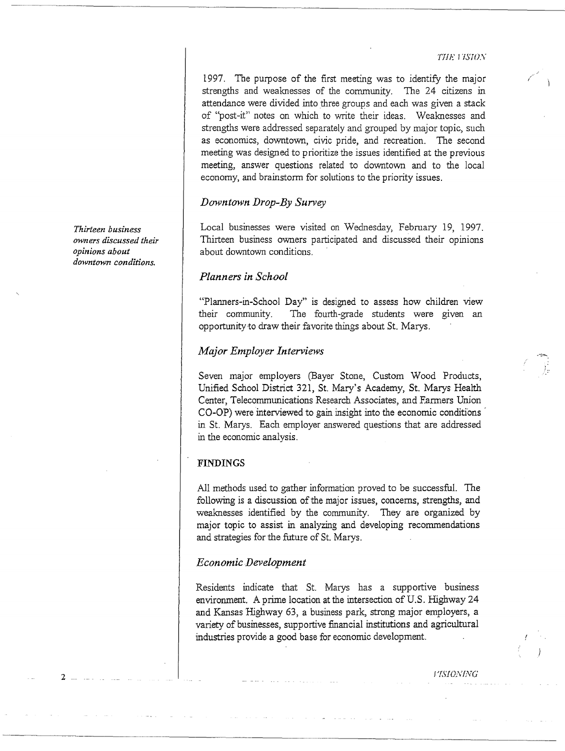1997. The purpose of the first meeting was to identify the major strengths and weaknesses of the community. The 24 citizens in attendance were divided into three groups and each was given a stack of "post-it" notes on which to write their ideas. Weaknesses and strengths were addressed separately and grouped by major topic, such as economics, downtown, civic pride, and recreation. The second meeting was designed to prioritize the issues identified at the previous meeting, answer questions related to downtown and to the local economy, and brainstorm for solutions to the priority issues.

### *Downtown Drop-By Survey*

*Thirteen business owners discussed their opinions about downtown conditions.*

Local businesses were visited on Wednesday, February 19, 1997. Thirteen business owners participated and discussed their opinions about downtown conditions.

### *Planners in School*

"Planners-in-School Day" is designed to assess how children view their community. The fourth-grade students were given an opportunity to draw their favorite things about St. Marys.

### *Major Employer Interviews*

Seven major employers (Bayer Stone, Custom Wood Products, Unified School District 321, St. Mary's Academy, St. Marys Health Center, Telecommunications Research Associates, and Farmers Union CO-OP) were interviewed to gain insight into the economic conditions in St. Marys. Each employer answered questions that are addressed in the economic analysis.

## FINDINGS

All methods used to gather information proved to be successful. The following is a discussion of the major issues, concerns, strengths, and weaknesses identified by the community. They are organized by major topic to assist in analyzing and developing recommendations and strategies for the future of St. Marys.

### *Economic Development*

Residents indicate that St. Marys has a supportive business environment. A prime location at the intersection of U.S. Highway 24 and Kansas Highway 63, a business park, strong major employers, a variety of businesses, supportive financial institutions and agricultural industries provide a good base for economic development.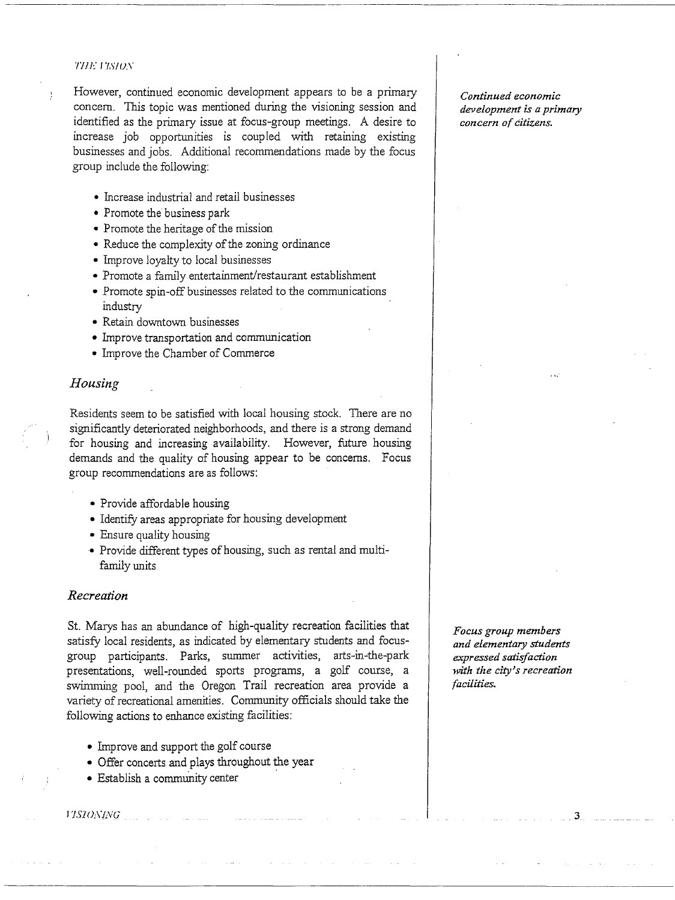However, continued economic development appears to be a primary concern. This topic was mentioned during the visioning session and identified as the primary issue at focus-group meetings. A desire to increase job opportunities is coupled with retaining existing businesses and jobs. Additional recommendations made by the focus group include the following:

*Continued economic development is a primary concern of citizens.*

- Increase industrial and retail businesses
- Promote the business park
- Promote the heritage of the mission
- Reduce the complexity of the zoning ordinance
- Improve loyalty to local businesses
- Promote a family entertainment/restaurant establishment
- Promote spin-off businesses related to the communications industry
- Retain downtown businesses
- Improve transportation and communication
- Improve the Chamber of Commerce

## *Housing*

Residents seem to be satisfied with local housing stock. There are no significantly deteriorated neighborhoods, and there is a strong demand for housing and increasing availability. However, future housing demands and the quality of housing appear to be concerns. Focus group recommendations are as follows:

- Provide affordable housing
- Identify areas appropriate for housing development
- Ensure quality housing
- Provide different types of housing, such as rental and multi-family units

## *Recreation*

St. Marys has an abundance of high-quality recreation facilities that satisfy local residents, as indicated by elementary students and focus-group participants. Parks, summer activities, arts-in-the-park presentations, well-rounded sports programs, a golf course, a swimming pool, and the Oregon Trail recreation area provide a variety of recreational amenities. Community officials should take the following actions to enhance existing facilities:

*Focus group members and elementary students expressed satisfaction with the city's recreation facilities.*

- Improve and support the golf course
- Offer concerts and plays throughout the year
- Establish a community center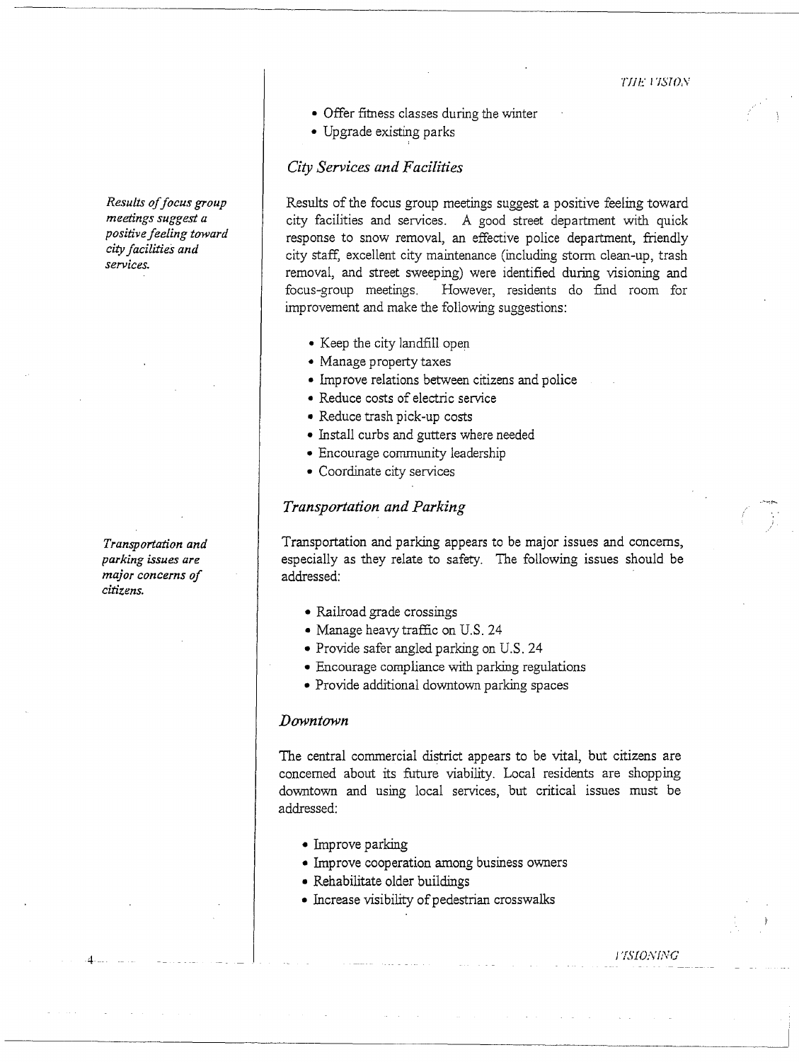- Offer fitness classes during the winter
- Upgrade existing parks

### City Services and Facilities

*Results of focus group meetings suggest a positive feeling toward city facilities and services.*

Results of the focus group meetings suggest a positive feeling toward city facilities and services. A good street department with quick response to snow removal, an effective police department, friendly city staff, excellent city maintenance (including storm clean-up, trash removal, and street sweeping) were identified during visioning and focus-group meetings. However, residents do find room for improvement and make the following suggestions:

- Keep the city landfill open
- Manage property taxes
- Improve relations between citizens and police
- Reduce costs of electric service
- Reduce trash pick-up costs
- Install curbs and gutters where needed
- Encourage community leadership
- Coordinate city services

### Transportation and Parking

*Transportation and parking issues are major concerns of citizens.*

Transportation and parking appears to be major issues and concerns, especially as they relate to safety. The following issues should be addressed:

- Railroad grade crossings
- Manage heavy traffic on U.S. 24
- Provide safer angled parking on U.S. 24
- Encourage compliance with parking regulations
- Provide additional downtown parking spaces

### Downtown

The central commercial district appears to be vital, but citizens are concerned about its future viability. Local residents are shopping downtown and using local services, but critical issues must be addressed:

- Improve parking
- Improve cooperation among business owners
- Rehabilitate older buildings
- Increase visibility of pedestrian crosswalks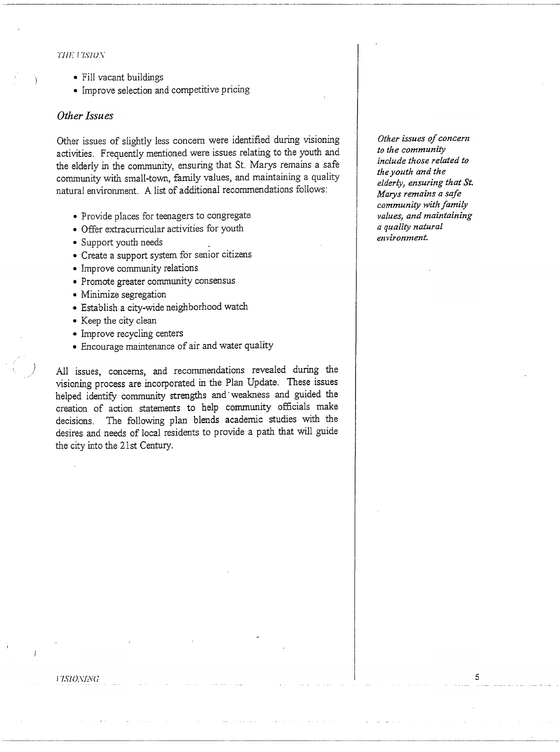- Fill vacant buildings
- Improve selection and competitive pricing

### *Other Issues*

Other issues of slightly less concern were identified during visioning activities. Frequently mentioned were issues relating to the youth and the elderly in the community, ensuring that St. Marys remains a safe community with small-town, family values, and maintaining a quality natural environment. A list of additional recommendations follows:

- Provide places for teenagers to congregate
- Offer extracurricular activities for youth
- Support youth needs
- Create a support system for senior citizens
- Improve community relations
- Promote greater community consensus
- Minimize segregation
- Establish a city-wide neighborhood watch
- Keep the city clean
- Improve recycling centers
- Encourage maintenance of air and water quality

All issues, concerns, and recommendations revealed during the visioning process are incorporated in the Plan Update. These issues helped identify community strengths and weakness and guided the creation of action statements to help community officials make decisions. The following plan blends academic studies with the desires and needs of local residents to provide a path that will guide the city into the 21st Century.

***Other issues of concern to the community include those related to the youth and the elderly, ensuring that St. Marys remains a safe community with family values, and maintaining a quality natural environment.***